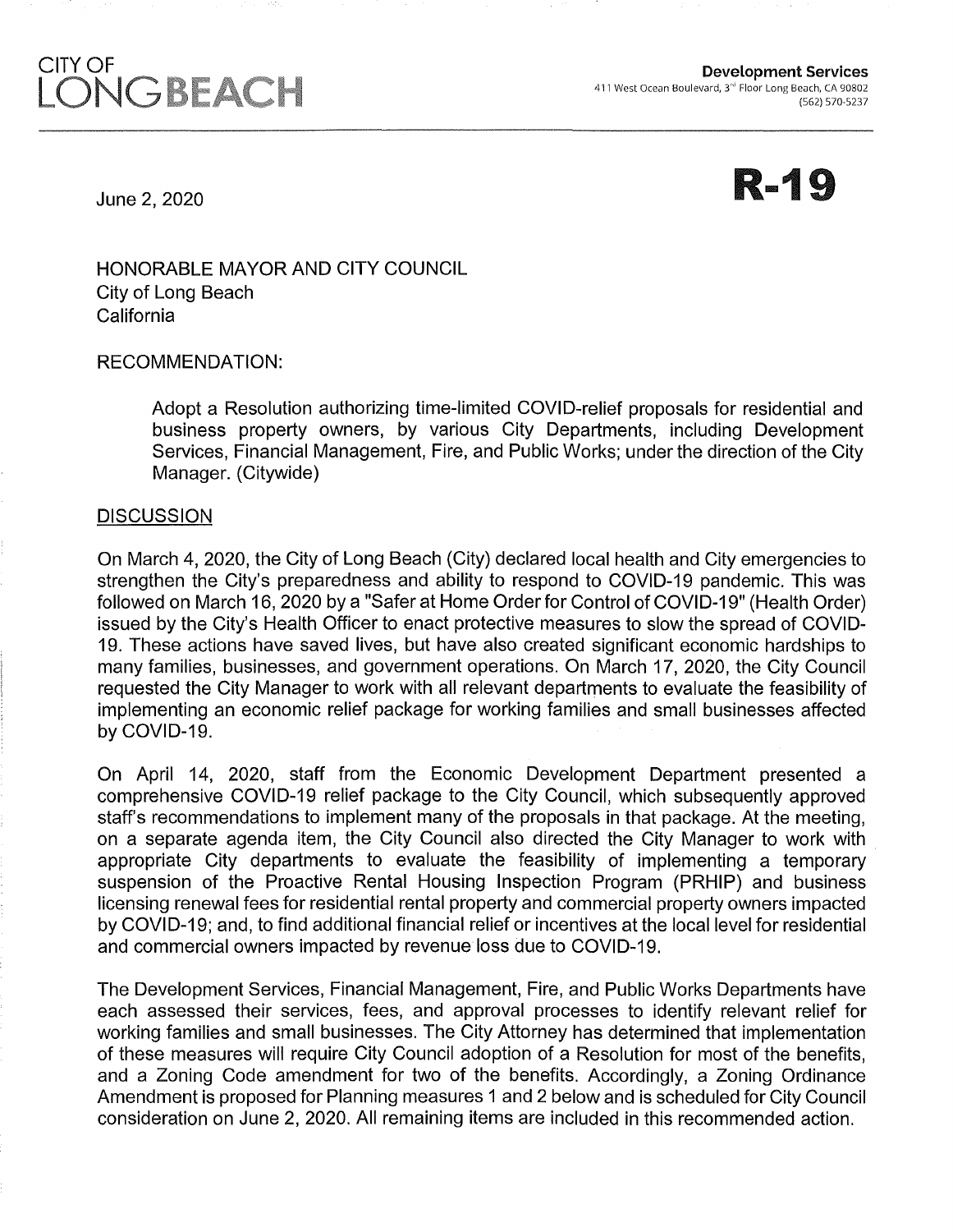CITY OF
LONG BEACH

**Development Services**
411 West Ocean Boulevard, 3rd Floor Long Beach, CA 90802
(562) 570-5237

June 2, 2020

**R-19**

HONORABLE MAYOR AND CITY COUNCIL
City of Long Beach
California

RECOMMENDATION:

Adopt a Resolution authorizing time-limited COVID-relief proposals for residential and business property owners, by various City Departments, including Development Services, Financial Management, Fire, and Public Works; under the direction of the City Manager. (Citywide)

## DISCUSSION

On March 4, 2020, the City of Long Beach (City) declared local health and City emergencies to strengthen the City's preparedness and ability to respond to COVID-19 pandemic. This was followed on March 16, 2020 by a "Safer at Home Order for Control of COVID-19" (Health Order) issued by the City's Health Officer to enact protective measures to slow the spread of COVID-19. These actions have saved lives, but have also created significant economic hardships to many families, businesses, and government operations. On March 17, 2020, the City Council requested the City Manager to work with all relevant departments to evaluate the feasibility of implementing an economic relief package for working families and small businesses affected by COVID-19.

On April 14, 2020, staff from the Economic Development Department presented a comprehensive COVID-19 relief package to the City Council, which subsequently approved staff's recommendations to implement many of the proposals in that package. At the meeting, on a separate agenda item, the City Council also directed the City Manager to work with appropriate City departments to evaluate the feasibility of implementing a temporary suspension of the Proactive Rental Housing Inspection Program (PRHIP) and business licensing renewal fees for residential rental property and commercial property owners impacted by COVID-19; and, to find additional financial relief or incentives at the local level for residential and commercial owners impacted by revenue loss due to COVID-19.

The Development Services, Financial Management, Fire, and Public Works Departments have each assessed their services, fees, and approval processes to identify relevant relief for working families and small businesses. The City Attorney has determined that implementation of these measures will require City Council adoption of a Resolution for most of the benefits, and a Zoning Code amendment for two of the benefits. Accordingly, a Zoning Ordinance Amendment is proposed for Planning measures 1 and 2 below and is scheduled for City Council consideration on June 2, 2020. All remaining items are included in this recommended action.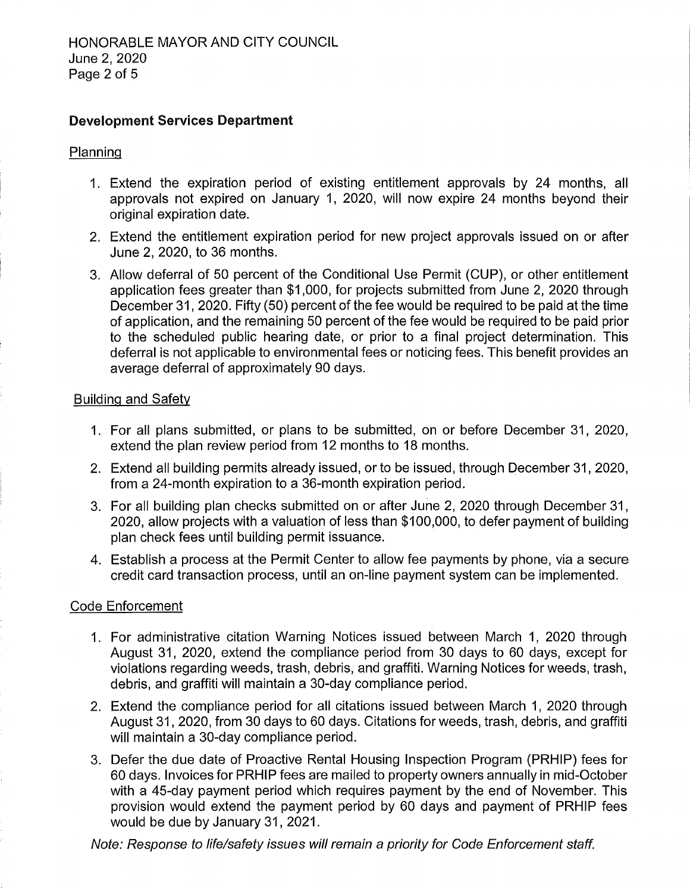## Development Services Department

### Planning

1. Extend the expiration period of existing entitlement approvals by 24 months, all approvals not expired on January 1, 2020, will now expire 24 months beyond their original expiration date.
2. Extend the entitlement expiration period for new project approvals issued on or after June 2, 2020, to 36 months.
3. Allow deferral of 50 percent of the Conditional Use Permit (CUP), or other entitlement application fees greater than $1,000, for projects submitted from June 2, 2020 through December 31, 2020. Fifty (50) percent of the fee would be required to be paid at the time of application, and the remaining 50 percent of the fee would be required to be paid prior to the scheduled public hearing date, or prior to a final project determination. This deferral is not applicable to environmental fees or noticing fees. This benefit provides an average deferral of approximately 90 days.

### Building and Safety

1. For all plans submitted, or plans to be submitted, on or before December 31, 2020, extend the plan review period from 12 months to 18 months.
2. Extend all building permits already issued, or to be issued, through December 31, 2020, from a 24-month expiration to a 36-month expiration period.
3. For all building plan checks submitted on or after June 2, 2020 through December 31, 2020, allow projects with a valuation of less than $100,000, to defer payment of building plan check fees until building permit issuance.
4. Establish a process at the Permit Center to allow fee payments by phone, via a secure credit card transaction process, until an on-line payment system can be implemented.

### Code Enforcement

1. For administrative citation Warning Notices issued between March 1, 2020 through August 31, 2020, extend the compliance period from 30 days to 60 days, except for violations regarding weeds, trash, debris, and graffiti. Warning Notices for weeds, trash, debris, and graffiti will maintain a 30-day compliance period.
2. Extend the compliance period for all citations issued between March 1, 2020 through August 31, 2020, from 30 days to 60 days. Citations for weeds, trash, debris, and graffiti will maintain a 30-day compliance period.
3. Defer the due date of Proactive Rental Housing Inspection Program (PRHIP) fees for 60 days. Invoices for PRHIP fees are mailed to property owners annually in mid-October with a 45-day payment period which requires payment by the end of November. This provision would extend the payment period by 60 days and payment of PRHIP fees would be due by January 31, 2021.

*Note: Response to life/safety issues will remain a priority for Code Enforcement staff.*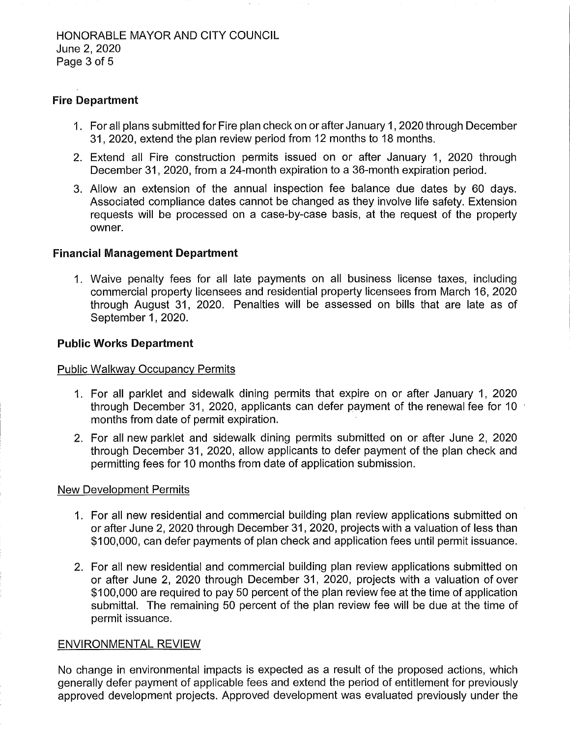**Fire Department**

1. For all plans submitted for Fire plan check on or after January 1, 2020 through December 31, 2020, extend the plan review period from 12 months to 18 months.
2. Extend all Fire construction permits issued on or after January 1, 2020 through December 31, 2020, from a 24-month expiration to a 36-month expiration period.
3. Allow an extension of the annual inspection fee balance due dates by 60 days. Associated compliance dates cannot be changed as they involve life safety. Extension requests will be processed on a case-by-case basis, at the request of the property owner.

**Financial Management Department**

1. Waive penalty fees for all late payments on all business license taxes, including commercial property licensees and residential property licensees from March 16, 2020 through August 31, 2020. Penalties will be assessed on bills that are late as of September 1, 2020.

**Public Works Department**

Public Walkway Occupancy Permits

1. For all parklet and sidewalk dining permits that expire on or after January 1, 2020 through December 31, 2020, applicants can defer payment of the renewal fee for 10 months from date of permit expiration.
2. For all new parklet and sidewalk dining permits submitted on or after June 2, 2020 through December 31, 2020, allow applicants to defer payment of the plan check and permitting fees for 10 months from date of application submission.

New Development Permits

1. For all new residential and commercial building plan review applications submitted on or after June 2, 2020 through December 31, 2020, projects with a valuation of less than $100,000, can defer payments of plan check and application fees until permit issuance.
2. For all new residential and commercial building plan review applications submitted on or after June 2, 2020 through December 31, 2020, projects with a valuation of over $100,000 are required to pay 50 percent of the plan review fee at the time of application submittal. The remaining 50 percent of the plan review fee will be due at the time of permit issuance.

ENVIRONMENTAL REVIEW

No change in environmental impacts is expected as a result of the proposed actions, which generally defer payment of applicable fees and extend the period of entitlement for previously approved development projects. Approved development was evaluated previously under the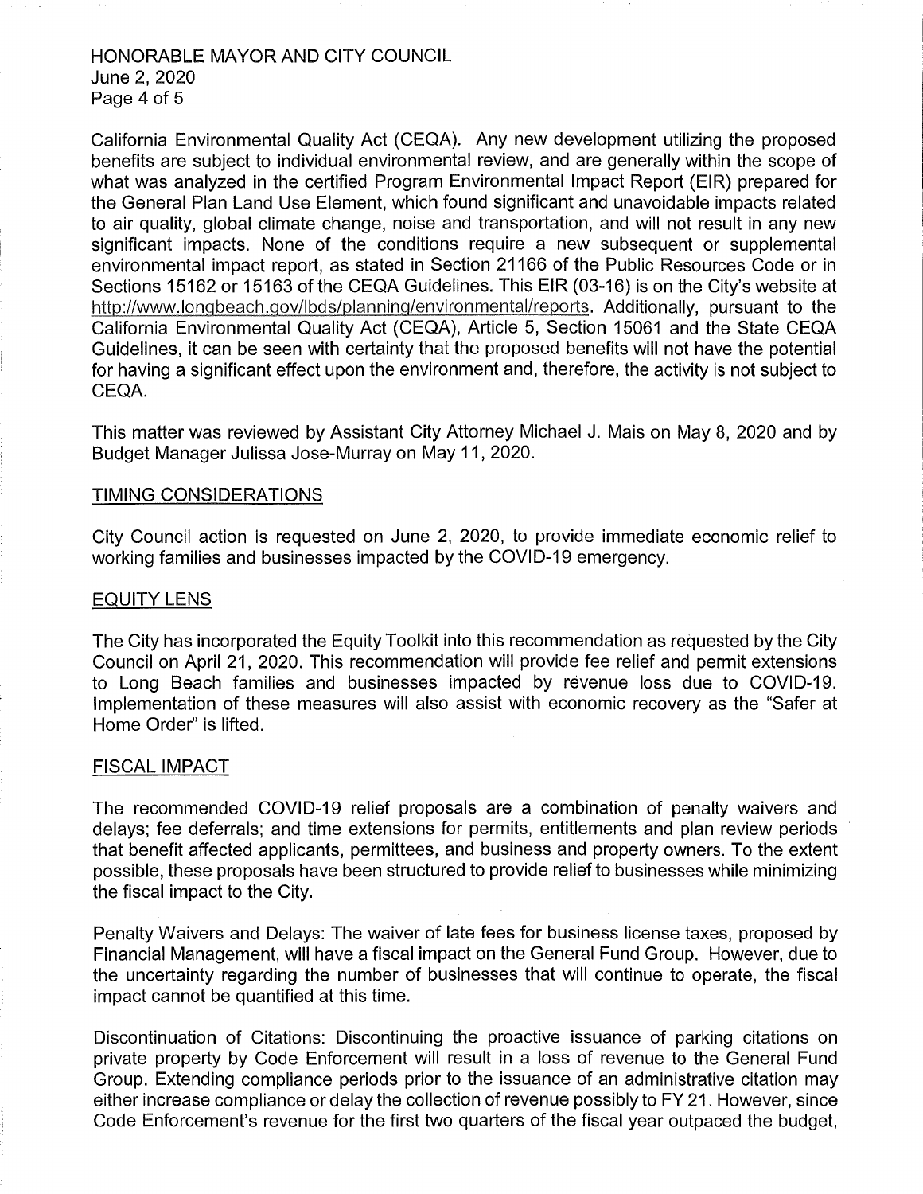California Environmental Quality Act (CEQA). Any new development utilizing the proposed benefits are subject to individual environmental review, and are generally within the scope of what was analyzed in the certified Program Environmental Impact Report (EIR) prepared for the General Plan Land Use Element, which found significant and unavoidable impacts related to air quality, global climate change, noise and transportation, and will not result in any new significant impacts. None of the conditions require a new subsequent or supplemental environmental impact report, as stated in Section 21166 of the Public Resources Code or in Sections 15162 or 15163 of the CEQA Guidelines. This EIR (03-16) is on the City's website at http://www.longbeach.gov/lbds/planning/environmental/reports. Additionally, pursuant to the California Environmental Quality Act (CEQA), Article 5, Section 15061 and the State CEQA Guidelines, it can be seen with certainty that the proposed benefits will not have the potential for having a significant effect upon the environment and, therefore, the activity is not subject to CEQA.

This matter was reviewed by Assistant City Attorney Michael J. Mais on May 8, 2020 and by Budget Manager Julissa Jose-Murray on May 11, 2020.

## TIMING CONSIDERATIONS

City Council action is requested on June 2, 2020, to provide immediate economic relief to working families and businesses impacted by the COVID-19 emergency.

## EQUITY LENS

The City has incorporated the Equity Toolkit into this recommendation as requested by the City Council on April 21, 2020. This recommendation will provide fee relief and permit extensions to Long Beach families and businesses impacted by revenue loss due to COVID-19. Implementation of these measures will also assist with economic recovery as the "Safer at Home Order" is lifted.

## FISCAL IMPACT

The recommended COVID-19 relief proposals are a combination of penalty waivers and delays; fee deferrals; and time extensions for permits, entitlements and plan review periods that benefit affected applicants, permittees, and business and property owners. To the extent possible, these proposals have been structured to provide relief to businesses while minimizing the fiscal impact to the City.

Penalty Waivers and Delays: The waiver of late fees for business license taxes, proposed by Financial Management, will have a fiscal impact on the General Fund Group. However, due to the uncertainty regarding the number of businesses that will continue to operate, the fiscal impact cannot be quantified at this time.

Discontinuation of Citations: Discontinuing the proactive issuance of parking citations on private property by Code Enforcement will result in a loss of revenue to the General Fund Group. Extending compliance periods prior to the issuance of an administrative citation may either increase compliance or delay the collection of revenue possibly to FY 21. However, since Code Enforcement's revenue for the first two quarters of the fiscal year outpaced the budget,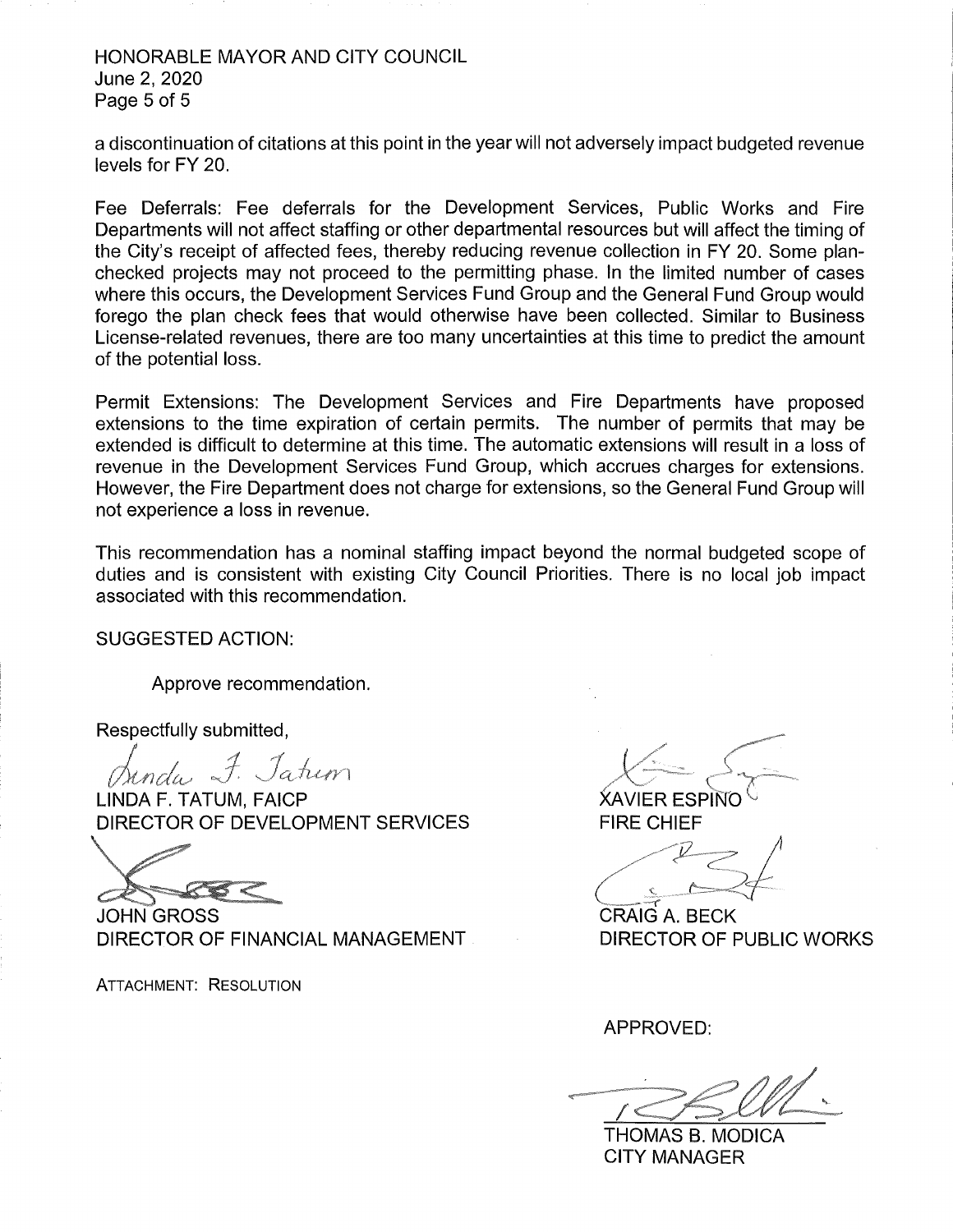a discontinuation of citations at this point in the year will not adversely impact budgeted revenue levels for FY 20.

Fee Deferrals: Fee deferrals for the Development Services, Public Works and Fire Departments will not affect staffing or other departmental resources but will affect the timing of the City's receipt of affected fees, thereby reducing revenue collection in FY 20. Some plan-checked projects may not proceed to the permitting phase. In the limited number of cases where this occurs, the Development Services Fund Group and the General Fund Group would forego the plan check fees that would otherwise have been collected. Similar to Business License-related revenues, there are too many uncertainties at this time to predict the amount of the potential loss.

Permit Extensions: The Development Services and Fire Departments have proposed extensions to the time expiration of certain permits. The number of permits that may be extended is difficult to determine at this time. The automatic extensions will result in a loss of revenue in the Development Services Fund Group, which accrues charges for extensions. However, the Fire Department does not charge for extensions, so the General Fund Group will not experience a loss in revenue.

This recommendation has a nominal staffing impact beyond the normal budgeted scope of duties and is consistent with existing City Council Priorities. There is no local job impact associated with this recommendation.

SUGGESTED ACTION:

Approve recommendation.

Respectfully submitted,

LINDA F. TATUM, FAICP
DIRECTOR OF DEVELOPMENT SERVICES

XAVIER ESPINO
FIRE CHIEF

JOHN GROSS
DIRECTOR OF FINANCIAL MANAGEMENT

CRAIG A. BECK
DIRECTOR OF PUBLIC WORKS

ATTACHMENT: RESOLUTION

APPROVED:

THOMAS B. MODICA
CITY MANAGER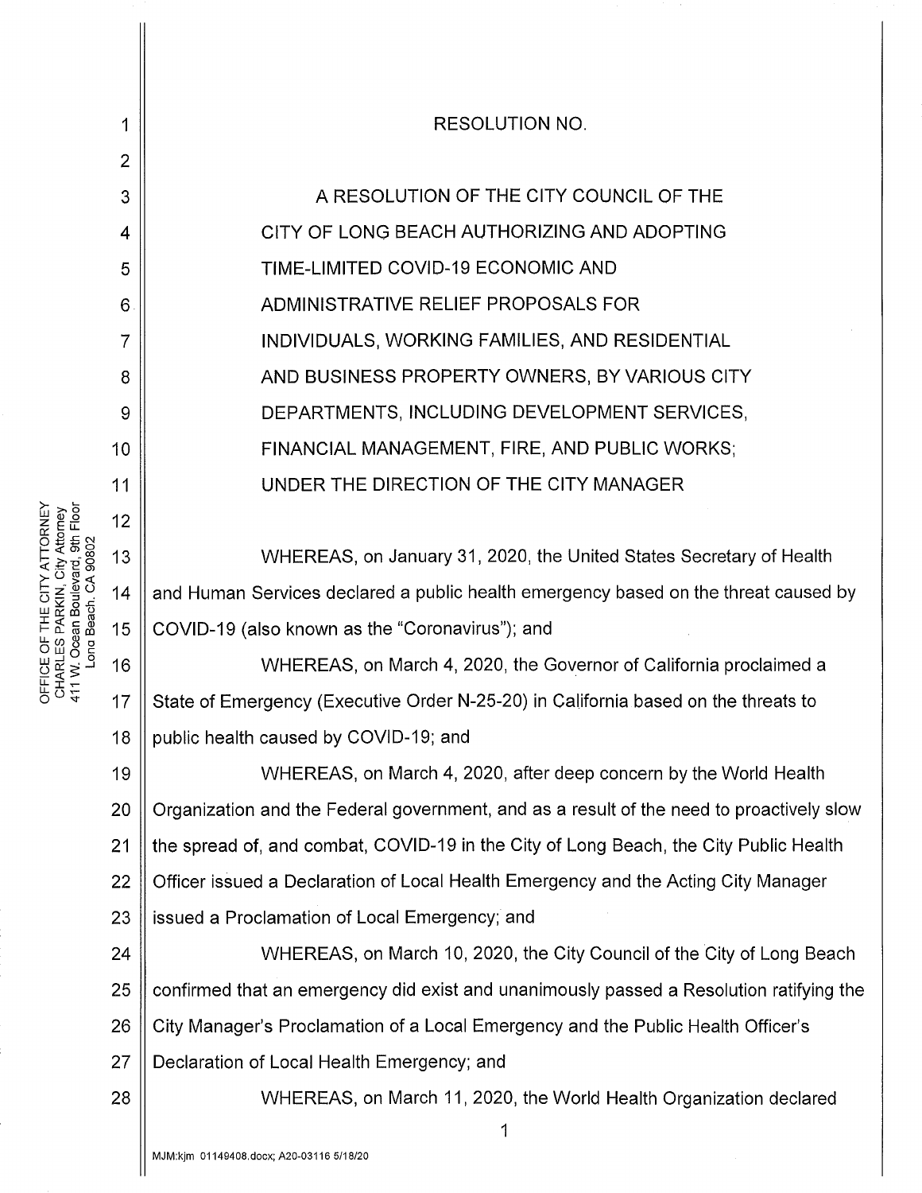RESOLUTION NO.

A RESOLUTION OF THE CITY COUNCIL OF THE CITY OF LONG BEACH AUTHORIZING AND ADOPTING TIME-LIMITED COVID-19 ECONOMIC AND ADMINISTRATIVE RELIEF PROPOSALS FOR INDIVIDUALS, WORKING FAMILIES, AND RESIDENTIAL AND BUSINESS PROPERTY OWNERS, BY VARIOUS CITY DEPARTMENTS, INCLUDING DEVELOPMENT SERVICES, FINANCIAL MANAGEMENT, FIRE, AND PUBLIC WORKS; UNDER THE DIRECTION OF THE CITY MANAGER

WHEREAS, on January 31, 2020, the United States Secretary of Health and Human Services declared a public health emergency based on the threat caused by COVID-19 (also known as the "Coronavirus"); and

WHEREAS, on March 4, 2020, the Governor of California proclaimed a State of Emergency (Executive Order N-25-20) in California based on the threats to public health caused by COVID-19; and

WHEREAS, on March 4, 2020, after deep concern by the World Health Organization and the Federal government, and as a result of the need to proactively slow the spread of, and combat, COVID-19 in the City of Long Beach, the City Public Health Officer issued a Declaration of Local Health Emergency and the Acting City Manager issued a Proclamation of Local Emergency; and

WHEREAS, on March 10, 2020, the City Council of the City of Long Beach confirmed that an emergency did exist and unanimously passed a Resolution ratifying the City Manager's Proclamation of a Local Emergency and the Public Health Officer's Declaration of Local Health Emergency; and

WHEREAS, on March 11, 2020, the World Health Organization declared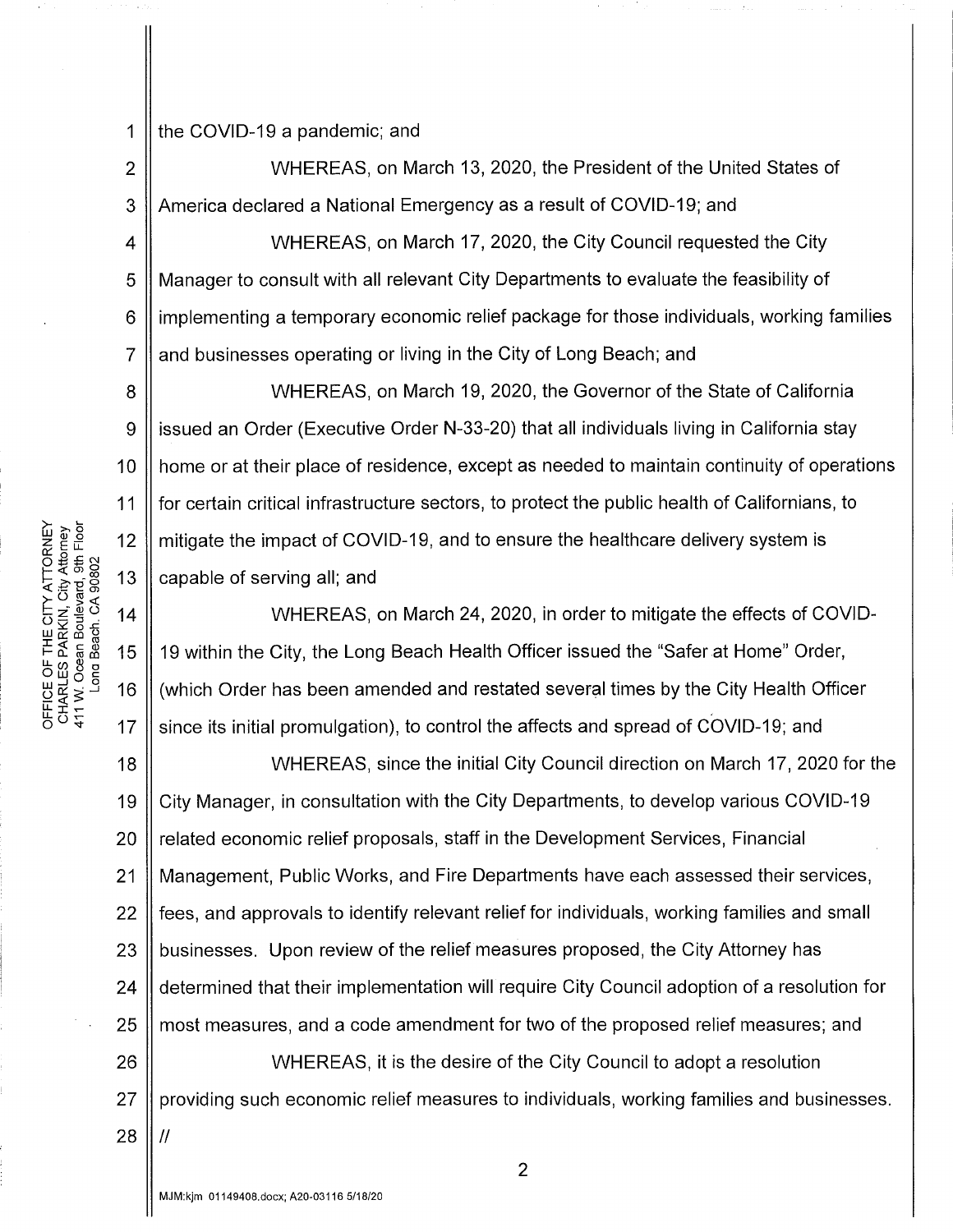the COVID-19 a pandemic; and

WHEREAS, on March 13, 2020, the President of the United States of America declared a National Emergency as a result of COVID-19; and

WHEREAS, on March 17, 2020, the City Council requested the City Manager to consult with all relevant City Departments to evaluate the feasibility of implementing a temporary economic relief package for those individuals, working families and businesses operating or living in the City of Long Beach; and

WHEREAS, on March 19, 2020, the Governor of the State of California issued an Order (Executive Order N-33-20) that all individuals living in California stay home or at their place of residence, except as needed to maintain continuity of operations for certain critical infrastructure sectors, to protect the public health of Californians, to mitigate the impact of COVID-19, and to ensure the healthcare delivery system is capable of serving all; and

WHEREAS, on March 24, 2020, in order to mitigate the effects of COVID-19 within the City, the Long Beach Health Officer issued the "Safer at Home" Order, (which Order has been amended and restated several times by the City Health Officer since its initial promulgation), to control the affects and spread of COVID-19; and

WHEREAS, since the initial City Council direction on March 17, 2020 for the City Manager, in consultation with the City Departments, to develop various COVID-19 related economic relief proposals, staff in the Development Services, Financial Management, Public Works, and Fire Departments have each assessed their services, fees, and approvals to identify relevant relief for individuals, working families and small businesses. Upon review of the relief measures proposed, the City Attorney has determined that their implementation will require City Council adoption of a resolution for most measures, and a code amendment for two of the proposed relief measures; and

WHEREAS, it is the desire of the City Council to adopt a resolution providing such economic relief measures to individuals, working families and businesses.

//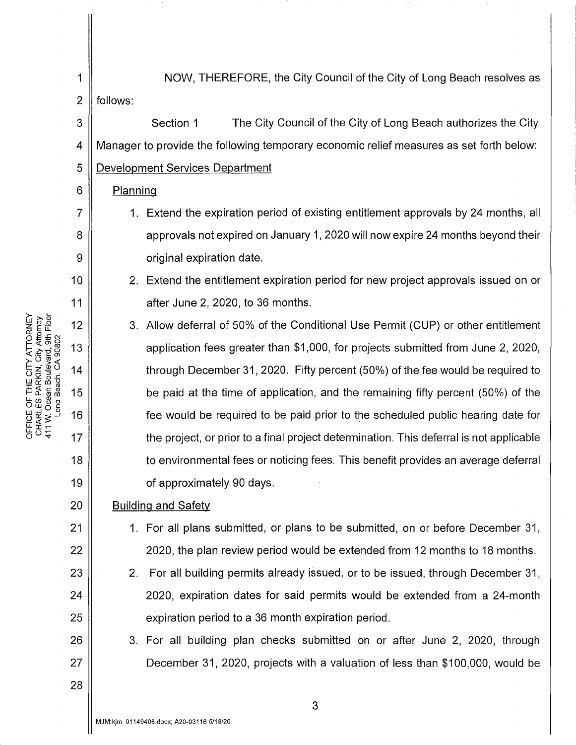NOW, THEREFORE, the City Council of the City of Long Beach resolves as follows:

Section 1 The City Council of the City of Long Beach authorizes the City Manager to provide the following temporary economic relief measures as set forth below:

Development Services Department

Planning

1. Extend the expiration period of existing entitlement approvals by 24 months, all approvals not expired on January 1, 2020 will now expire 24 months beyond their original expiration date.
2. Extend the entitlement expiration period for new project approvals issued on or after June 2, 2020, to 36 months.
3. Allow deferral of 50% of the Conditional Use Permit (CUP) or other entitlement application fees greater than $1,000, for projects submitted from June 2, 2020, through December 31, 2020. Fifty percent (50%) of the fee would be required to be paid at the time of application, and the remaining fifty percent (50%) of the fee would be required to be paid prior to the scheduled public hearing date for the project, or prior to a final project determination. This deferral is not applicable to environmental fees or noticing fees. This benefit provides an average deferral of approximately 90 days.

Building and Safety

1. For all plans submitted, or plans to be submitted, on or before December 31, 2020, the plan review period would be extended from 12 months to 18 months.
2. For all building permits already issued, or to be issued, through December 31, 2020, expiration dates for said permits would be extended from a 24-month expiration period to a 36 month expiration period.
3. For all building plan checks submitted on or after June 2, 2020, through December 31, 2020, projects with a valuation of less than $100,000, would be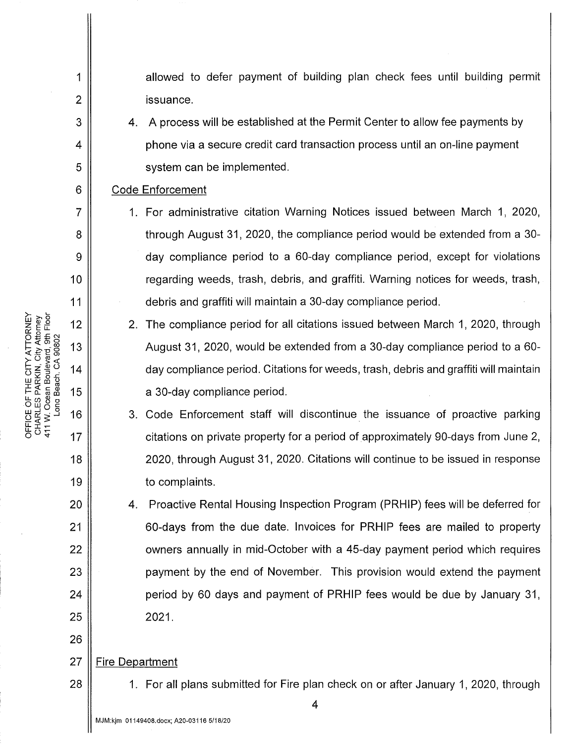allowed to defer payment of building plan check fees until building permit issuance.

4. A process will be established at the Permit Center to allow fee payments by phone via a secure credit card transaction process until an on-line payment system can be implemented.

Code Enforcement

1. For administrative citation Warning Notices issued between March 1, 2020, through August 31, 2020, the compliance period would be extended from a 30-day compliance period to a 60-day compliance period, except for violations regarding weeds, trash, debris, and graffiti. Warning notices for weeds, trash, debris and graffiti will maintain a 30-day compliance period.
2. The compliance period for all citations issued between March 1, 2020, through August 31, 2020, would be extended from a 30-day compliance period to a 60-day compliance period. Citations for weeds, trash, debris and graffiti will maintain a 30-day compliance period.
3. Code Enforcement staff will discontinue the issuance of proactive parking citations on private property for a period of approximately 90-days from June 2, 2020, through August 31, 2020. Citations will continue to be issued in response to complaints.
4. Proactive Rental Housing Inspection Program (PRHIP) fees will be deferred for 60-days from the due date. Invoices for PRHIP fees are mailed to property owners annually in mid-October with a 45-day payment period which requires payment by the end of November. This provision would extend the payment period by 60 days and payment of PRHIP fees would be due by January 31, 2021.

Fire Department

1. For all plans submitted for Fire plan check on or after January 1, 2020, through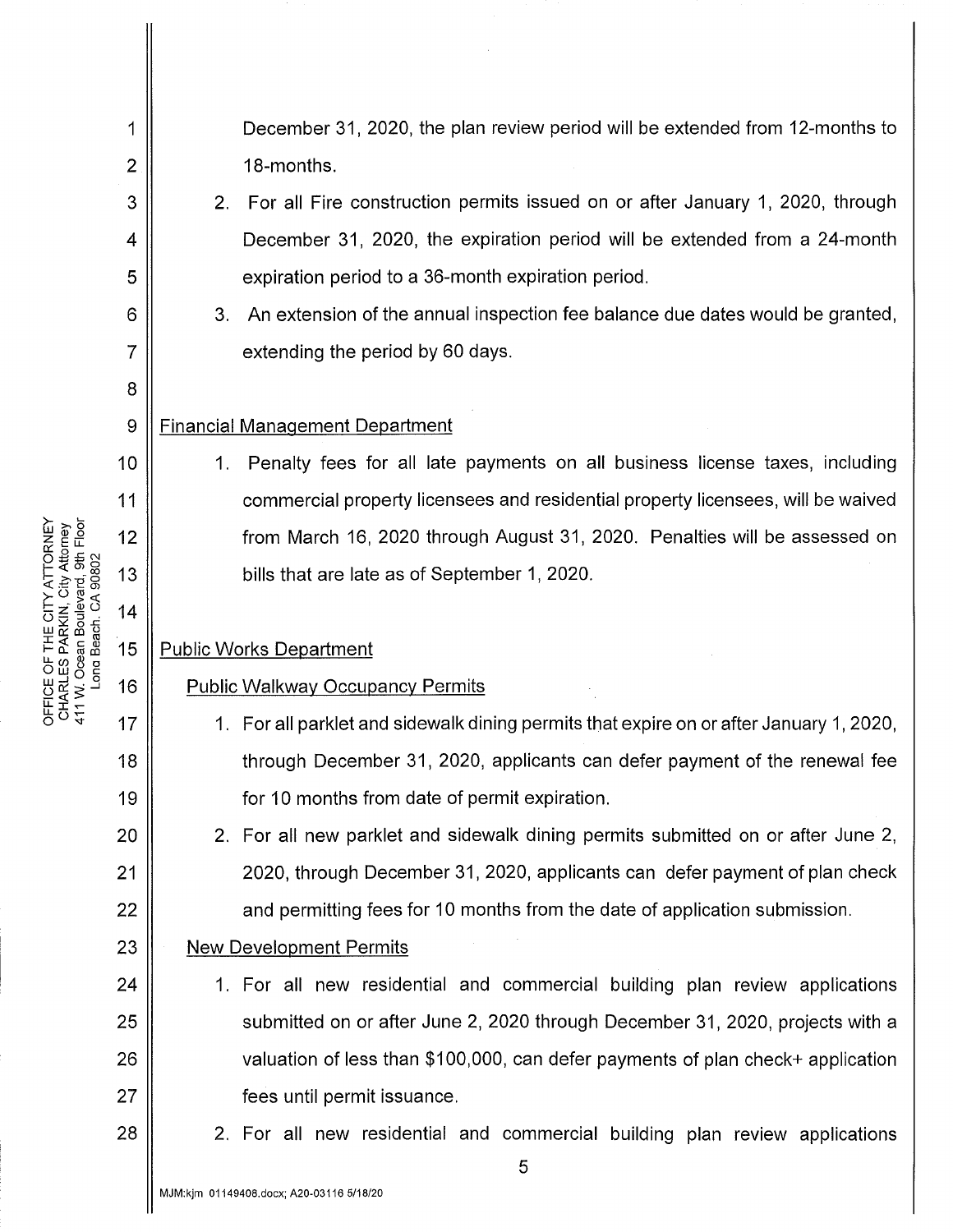December 31, 2020, the plan review period will be extended from 12-months to 18-months.

2. For all Fire construction permits issued on or after January 1, 2020, through December 31, 2020, the expiration period will be extended from a 24-month expiration period to a 36-month expiration period.
3. An extension of the annual inspection fee balance due dates would be granted, extending the period by 60 days.

Financial Management Department

1. Penalty fees for all late payments on all business license taxes, including commercial property licensees and residential property licensees, will be waived from March 16, 2020 through August 31, 2020. Penalties will be assessed on bills that are late as of September 1, 2020.

Public Works Department

Public Walkway Occupancy Permits

1. For all parklet and sidewalk dining permits that expire on or after January 1, 2020, through December 31, 2020, applicants can defer payment of the renewal fee for 10 months from date of permit expiration.
2. For all new parklet and sidewalk dining permits submitted on or after June 2, 2020, through December 31, 2020, applicants can defer payment of plan check and permitting fees for 10 months from the date of application submission.

New Development Permits

1. For all new residential and commercial building plan review applications submitted on or after June 2, 2020 through December 31, 2020, projects with a valuation of less than $100,000, can defer payments of plan check+ application fees until permit issuance.
2. For all new residential and commercial building plan review applications

MJM:kjm 01149408.docx; A20-03116 5/18/20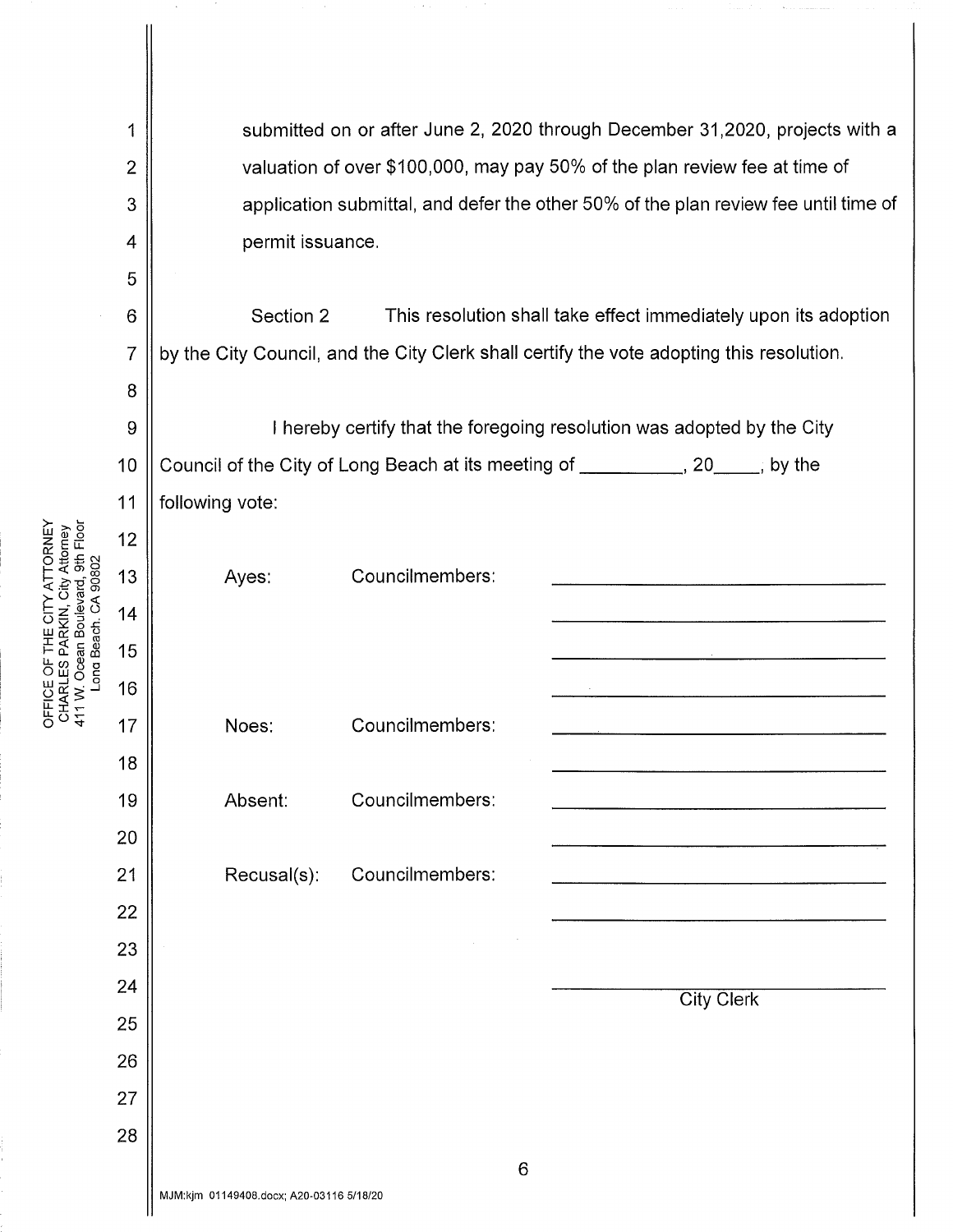submitted on or after June 2, 2020 through December 31,2020, projects with a valuation of over $100,000, may pay 50% of the plan review fee at time of application submittal, and defer the other 50% of the plan review fee until time of permit issuance.

Section 2 This resolution shall take effect immediately upon its adoption by the City Council, and the City Clerk shall certify the vote adopting this resolution.

I hereby certify that the foregoing resolution was adopted by the City Council of the City of Long Beach at its meeting of __________, 20_____, by the following vote:

Ayes: Councilmembers: ______________________________

______________________________

______________________________

______________________________

Noes: Councilmembers: ______________________________

______________________________

Absent: Councilmembers: ______________________________

______________________________

Recusal(s): Councilmembers: ______________________________

______________________________

______________________________

City Clerk

OFFICE OF THE CITY ATTORNEY
CHARLES PARKIN, City Attorney
411 W. Ocean Boulevard, 9th Floor
Long Beach, CA 90802

MJM:kjm 01149408.docx; A20-03116 5/18/20